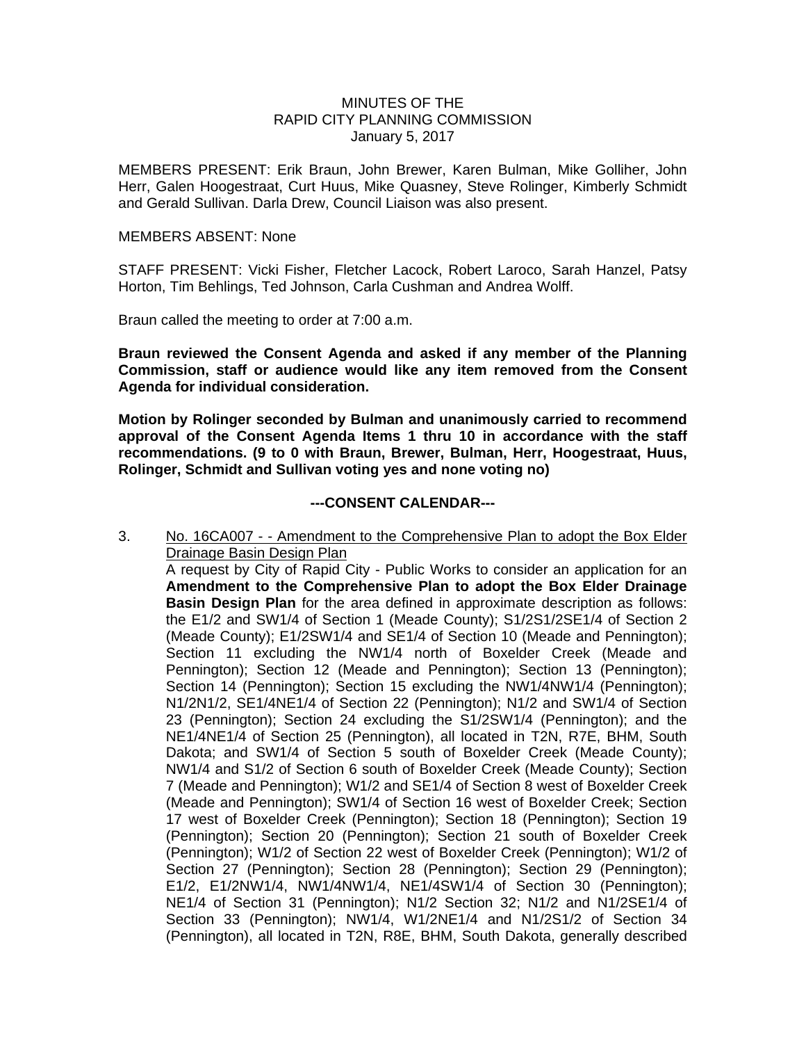MINUTES OF THE
RAPID CITY PLANNING COMMISSION
January 5, 2017

MEMBERS PRESENT: Erik Braun, John Brewer, Karen Bulman, Mike Golliher, John Herr, Galen Hoogestraat, Curt Huus, Mike Quasney, Steve Rolinger, Kimberly Schmidt and Gerald Sullivan. Darla Drew, Council Liaison was also present.

MEMBERS ABSENT: None

STAFF PRESENT: Vicki Fisher, Fletcher Lacock, Robert Laroco, Sarah Hanzel, Patsy Horton, Tim Behlings, Ted Johnson, Carla Cushman and Andrea Wolff.

Braun called the meeting to order at 7:00 a.m.

**Braun reviewed the Consent Agenda and asked if any member of the Planning Commission, staff or audience would like any item removed from the Consent Agenda for individual consideration.**

**Motion by Rolinger seconded by Bulman and unanimously carried to recommend approval of the Consent Agenda Items 1 thru 10 in accordance with the staff recommendations. (9 to 0 with Braun, Brewer, Bulman, Herr, Hoogestraat, Huus, Rolinger, Schmidt and Sullivan voting yes and none voting no)**

**---CONSENT CALENDAR---**

3. No. 16CA007 - - Amendment to the Comprehensive Plan to adopt the Box Elder Drainage Basin Design Plan

   A request by City of Rapid City - Public Works to consider an application for an **Amendment to the Comprehensive Plan to adopt the Box Elder Drainage Basin Design Plan** for the area defined in approximate description as follows: the E1/2 and SW1/4 of Section 1 (Meade County); S1/2S1/2SE1/4 of Section 2 (Meade County); E1/2SW1/4 and SE1/4 of Section 10 (Meade and Pennington); Section 11 excluding the NW1/4 north of Boxelder Creek (Meade and Pennington); Section 12 (Meade and Pennington); Section 13 (Pennington); Section 14 (Pennington); Section 15 excluding the NW1/4NW1/4 (Pennington); N1/2N1/2, SE1/4NE1/4 of Section 22 (Pennington); N1/2 and SW1/4 of Section 23 (Pennington); Section 24 excluding the S1/2SW1/4 (Pennington); and the NE1/4NE1/4 of Section 25 (Pennington), all located in T2N, R7E, BHM, South Dakota; and SW1/4 of Section 5 south of Boxelder Creek (Meade County); NW1/4 and S1/2 of Section 6 south of Boxelder Creek (Meade County); Section 7 (Meade and Pennington); W1/2 and SE1/4 of Section 8 west of Boxelder Creek (Meade and Pennington); SW1/4 of Section 16 west of Boxelder Creek; Section 17 west of Boxelder Creek (Pennington); Section 18 (Pennington); Section 19 (Pennington); Section 20 (Pennington); Section 21 south of Boxelder Creek (Pennington); W1/2 of Section 22 west of Boxelder Creek (Pennington); W1/2 of Section 27 (Pennington); Section 28 (Pennington); Section 29 (Pennington); E1/2, E1/2NW1/4, NW1/4NW1/4, NE1/4SW1/4 of Section 30 (Pennington); NE1/4 of Section 31 (Pennington); N1/2 Section 32; N1/2 and N1/2SE1/4 of Section 33 (Pennington); NW1/4, W1/2NE1/4 and N1/2S1/2 of Section 34 (Pennington), all located in T2N, R8E, BHM, South Dakota, generally described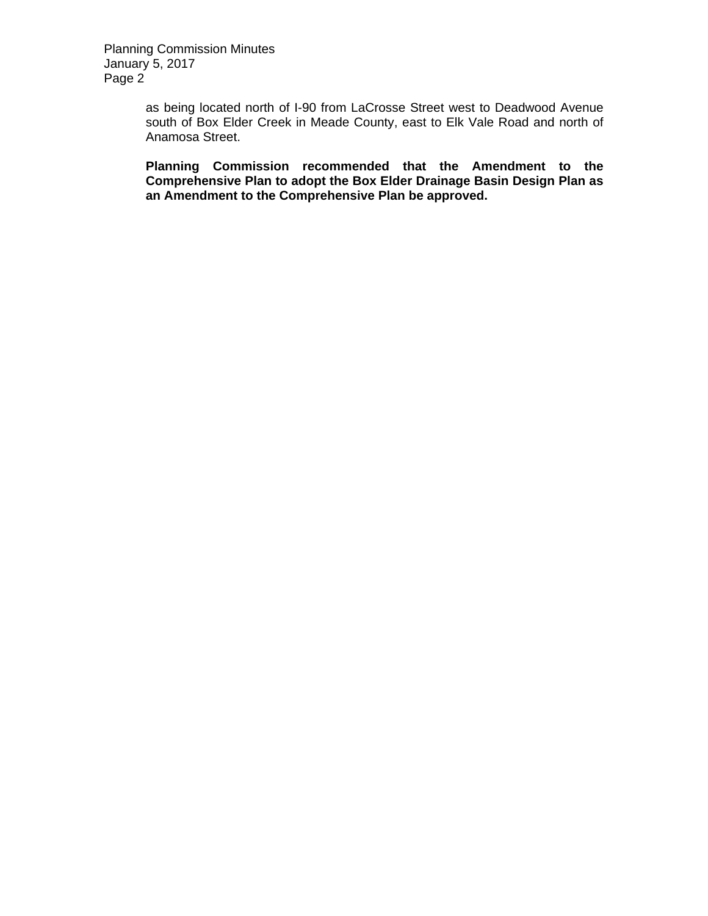as being located north of I-90 from LaCrosse Street west to Deadwood Avenue south of Box Elder Creek in Meade County, east to Elk Vale Road and north of Anamosa Street.

**Planning Commission recommended that the Amendment to the Comprehensive Plan to adopt the Box Elder Drainage Basin Design Plan as an Amendment to the Comprehensive Plan be approved.**